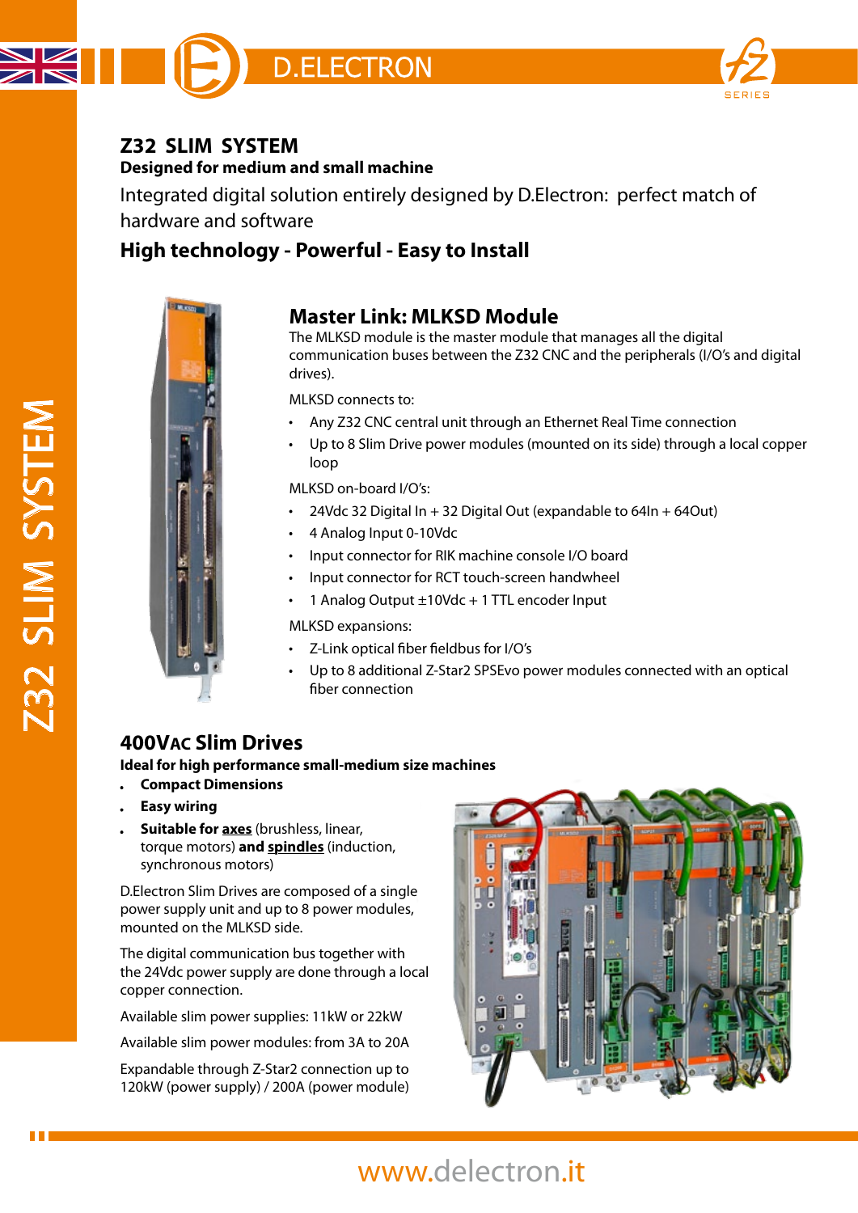# Z32 SLIM SYSTEM

**Designed for medium and small machine**

Integrated digital solution entirely designed by D.Electron: perfect match of hardware and software

## High technology - Powerful - Easy to Install

## Master Link: MLKSD Module

The MLKSD module is the master module that manages all the digital communication buses between the Z32 CNC and the peripherals (I/O's and digital drives).

MLKSD connects to:

- Any Z32 CNC central unit through an Ethernet Real Time connection
- Up to 8 Slim Drive power modules (mounted on its side) through a local copper loop

MLKSD on-board I/O's:

- 24Vdc 32 Digital In + 32 Digital Out (expandable to 64In + 64Out)
- 4 Analog Input 0-10Vdc
- Input connector for RIK machine console I/O board
- Input connector for RCT touch-screen handwheel
- 1 Analog Output ±10Vdc + 1 TTL encoder Input

MLKSD expansions:

- Z-Link optical fiber fieldbus for I/O's
- Up to 8 additional Z-Star2 SPSEvo power modules connected with an optical fiber connection

## 400VAC Slim Drives

**Ideal for high performance small-medium size machines**

- **Compact Dimensions**
- **Easy wiring**
- **Suitable for axes** (brushless, linear, torque motors) **and spindles** (induction, synchronous motors)

D.Electron Slim Drives are composed of a single power supply unit and up to 8 power modules, mounted on the MLKSD side.

The digital communication bus together with the 24Vdc power supply are done through a local copper connection.

Available slim power supplies: 11kW or 22kW

Available slim power modules: from 3A to 20A

Expandable through Z-Star2 connection up to 120kW (power supply) / 200A (power module)

www.delectron.it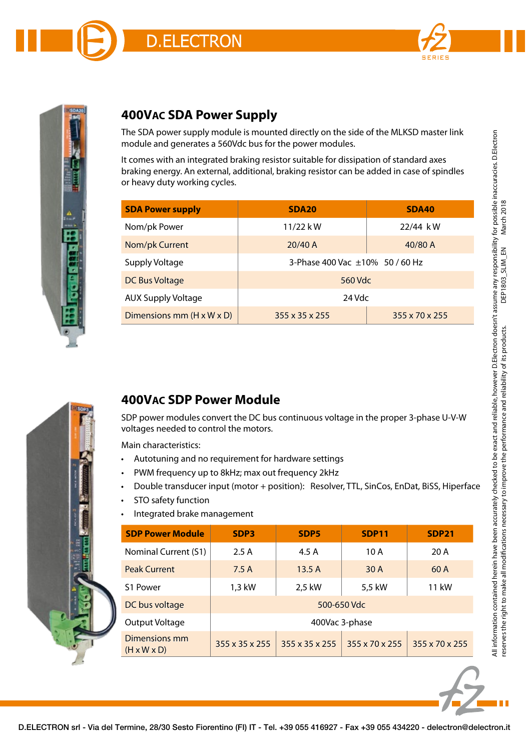## 400VAC SDA Power Supply

The SDA power supply module is mounted directly on the side of the MLKSD master link module and generates a 560Vdc bus for the power modules.

It comes with an integrated braking resistor suitable for dissipation of standard axes braking energy. An external, additional, braking resistor can be added in case of spindles or heavy duty working cycles.

| SDA Power supply | SDA20 | SDA40 |
|---|---|---|
| Nom/pk Power | 11/22 k W | 22/44 k W |
| Nom/pk Current | 20/40 A | 40/80 A |
| Supply Voltage | 3-Phase 400 Vac ±10% 50 / 60 Hz | |
| DC Bus Voltage | 560 Vdc | |
| AUX Supply Voltage | 24 Vdc | |
| Dimensions mm (H x W x D) | 355 x 35 x 255 | 355 x 70 x 255 |

## 400VAC SDP Power Module

SDP power modules convert the DC bus continuous voltage in the proper 3-phase U-V-W voltages needed to control the motors.

Main characteristics:

- Autotuning and no requirement for hardware settings
- PWM frequency up to 8kHz; max out frequency 2kHz
- Double transducer input (motor + position): Resolver, TTL, SinCos, EnDat, BiSS, Hiperface
- STO safety function
- Integrated brake management

| SDP Power Module | SDP3 | SDP5 | SDP11 | SDP21 |
|---|---|---|---|---|
| Nominal Current (S1) | 2.5 A | 4.5 A | 10 A | 20 A |
| Peak Current | 7.5 A | 13.5 A | 30 A | 60 A |
| S1 Power | 1,3 kW | 2,5 kW | 5,5 kW | 11 kW |
| DC bus voltage | 500-650 Vdc | | | |
| Output Voltage | 400Vac 3-phase | | | |
| Dimensions mm (H x W x D) | 355 x 35 x 255 | 355 x 35 x 255 | 355 x 70 x 255 | 355 x 70 x 255 |

All information contained herein have been accurately checked to be exact and reliable, however D.Electron doesn't assume any responsibility for possible inaccuracies. D.Electron reserves the right to make all modifications necessary to improve the performance and reliability of its products. DEP1803_SLIM_EN March 2018

D.ELECTRON srl - Via del Termine, 28/30 Sesto Fiorentino (FI) IT - Tel. +39 055 416927 - Fax +39 055 434220 - delectron@delectron.it